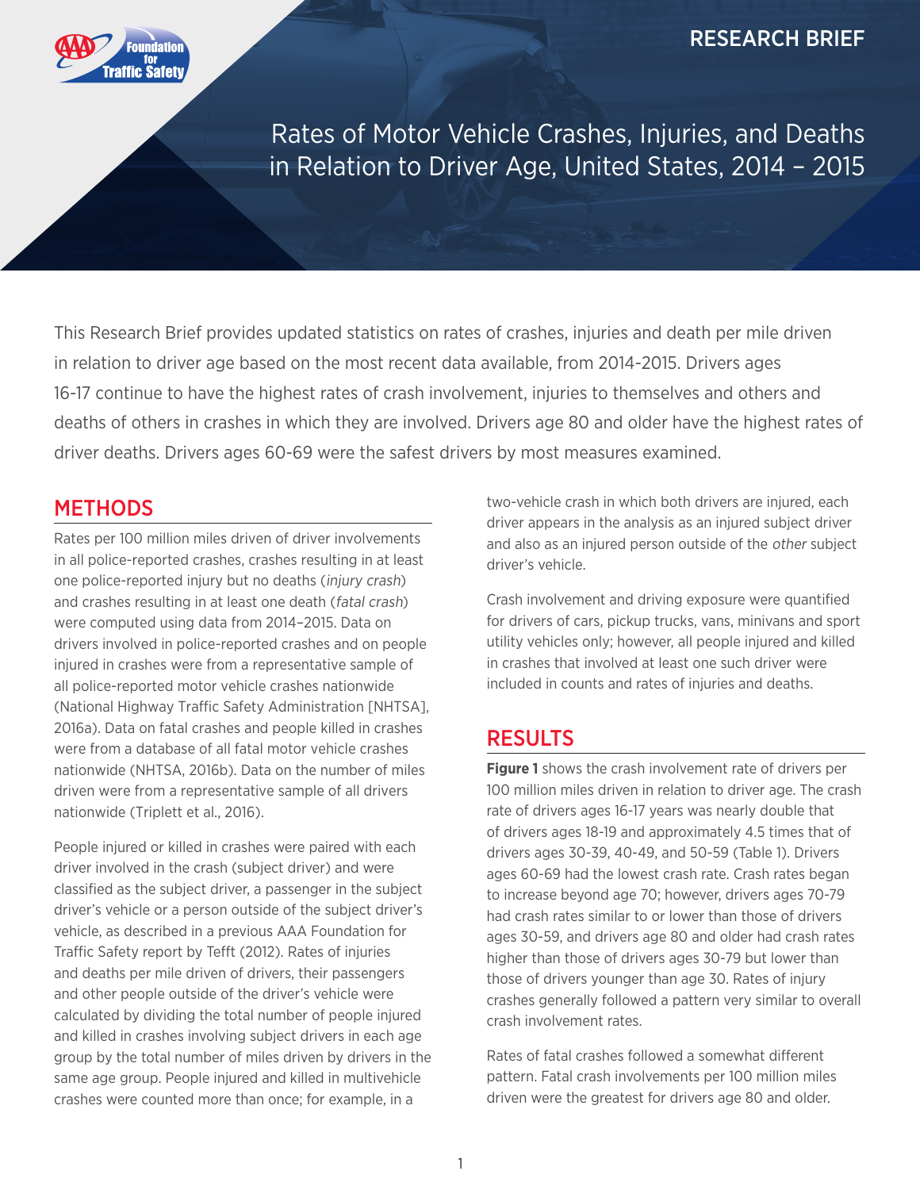RESEARCH BRIEF

# Rates of Motor Vehicle Crashes, Injuries, and Deaths in Relation to Driver Age, United States, 2014 – 2015

This Research Brief provides updated statistics on rates of crashes, injuries and death per mile driven in relation to driver age based on the most recent data available, from 2014-2015. Drivers ages 16-17 continue to have the highest rates of crash involvement, injuries to themselves and others and deaths of others in crashes in which they are involved. Drivers age 80 and older have the highest rates of driver deaths. Drivers ages 60-69 were the safest drivers by most measures examined.

## METHODS

Rates per 100 million miles driven of driver involvements in all police-reported crashes, crashes resulting in at least one police-reported injury but no deaths (*injury crash*) and crashes resulting in at least one death (*fatal crash*) were computed using data from 2014–2015. Data on drivers involved in police-reported crashes and on people injured in crashes were from a representative sample of all police-reported motor vehicle crashes nationwide (National Highway Traffic Safety Administration [NHTSA], 2016a). Data on fatal crashes and people killed in crashes were from a database of all fatal motor vehicle crashes nationwide (NHTSA, 2016b). Data on the number of miles driven were from a representative sample of all drivers nationwide (Triplett et al., 2016).

People injured or killed in crashes were paired with each driver involved in the crash (subject driver) and were classified as the subject driver, a passenger in the subject driver's vehicle or a person outside of the subject driver's vehicle, as described in a previous AAA Foundation for Traffic Safety report by Tefft (2012). Rates of injuries and deaths per mile driven of drivers, their passengers and other people outside of the driver's vehicle were calculated by dividing the total number of people injured and killed in crashes involving subject drivers in each age group by the total number of miles driven by drivers in the same age group. People injured and killed in multivehicle crashes were counted more than once; for example, in a two-vehicle crash in which both drivers are injured, each driver appears in the analysis as an injured subject driver and also as an injured person outside of the *other* subject driver's vehicle.

Crash involvement and driving exposure were quantified for drivers of cars, pickup trucks, vans, minivans and sport utility vehicles only; however, all people injured and killed in crashes that involved at least one such driver were included in counts and rates of injuries and deaths.

## RESULTS

**Figure 1** shows the crash involvement rate of drivers per 100 million miles driven in relation to driver age. The crash rate of drivers ages 16-17 years was nearly double that of drivers ages 18-19 and approximately 4.5 times that of drivers ages 30-39, 40-49, and 50-59 (Table 1). Drivers ages 60-69 had the lowest crash rate. Crash rates began to increase beyond age 70; however, drivers ages 70-79 had crash rates similar to or lower than those of drivers ages 30-59, and drivers age 80 and older had crash rates higher than those of drivers ages 30-79 but lower than those of drivers younger than age 30. Rates of injury crashes generally followed a pattern very similar to overall crash involvement rates.

Rates of fatal crashes followed a somewhat different pattern. Fatal crash involvements per 100 million miles driven were the greatest for drivers age 80 and older.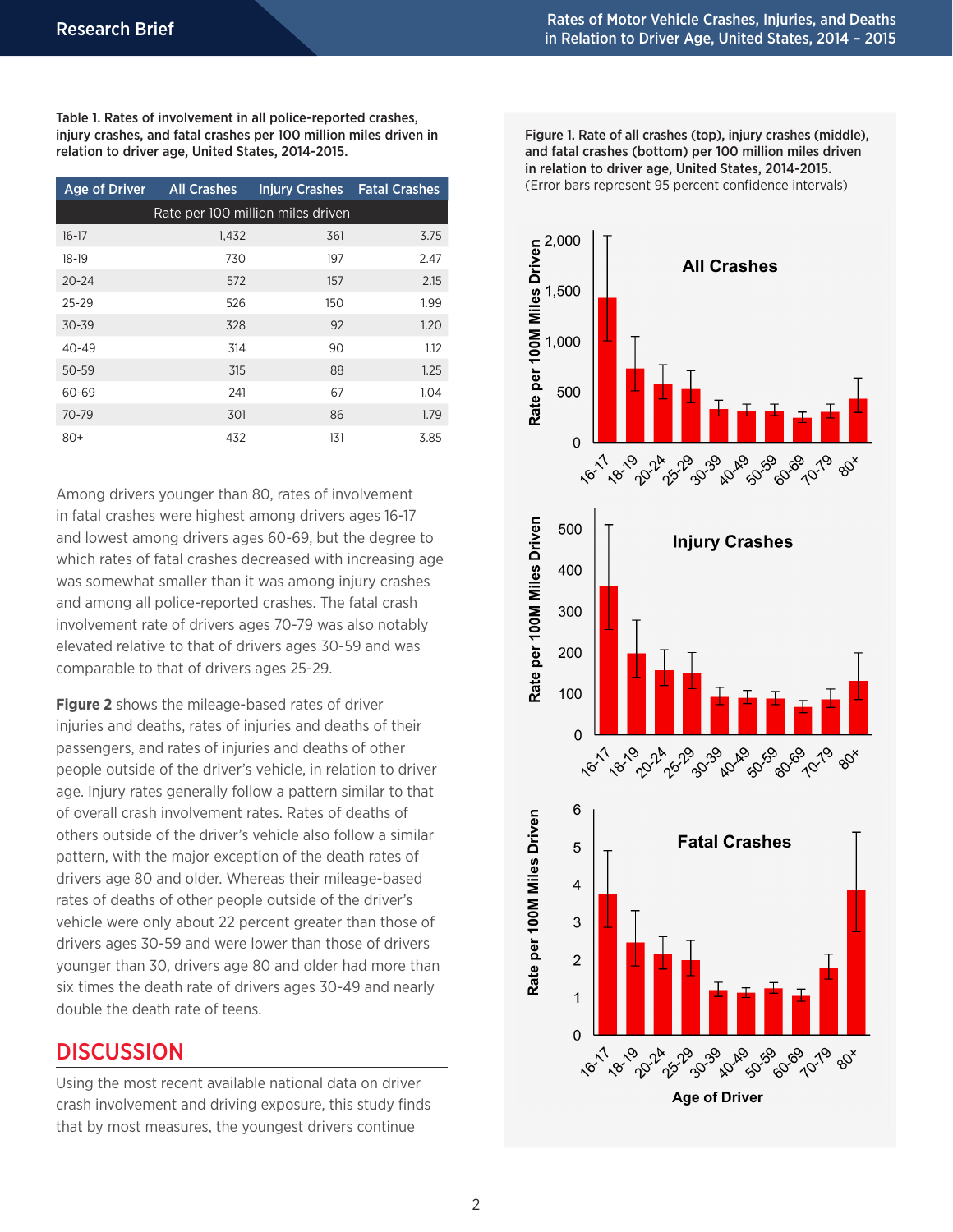Table 1. Rates of involvement in all police-reported crashes, injury crashes, and fatal crashes per 100 million miles driven in relation to driver age, United States, 2014-2015.

| Age of Driver | All Crashes | Injury Crashes | Fatal Crashes |
|---|---|---|---|
| Rate per 100 million miles driven | | | |
| 16-17 | 1,432 | 361 | 3.75 |
| 18-19 | 730 | 197 | 2.47 |
| 20-24 | 572 | 157 | 2.15 |
| 25-29 | 526 | 150 | 1.99 |
| 30-39 | 328 | 92 | 1.20 |
| 40-49 | 314 | 90 | 1.12 |
| 50-59 | 315 | 88 | 1.25 |
| 60-69 | 241 | 67 | 1.04 |
| 70-79 | 301 | 86 | 1.79 |
| 80+ | 432 | 131 | 3.85 |

Among drivers younger than 80, rates of involvement in fatal crashes were highest among drivers ages 16-17 and lowest among drivers ages 60-69, but the degree to which rates of fatal crashes decreased with increasing age was somewhat smaller than it was among injury crashes and among all police-reported crashes. The fatal crash involvement rate of drivers ages 70-79 was also notably elevated relative to that of drivers ages 30-59 and was comparable to that of drivers ages 25-29.

**Figure 2** shows the mileage-based rates of driver injuries and deaths, rates of injuries and deaths of their passengers, and rates of injuries and deaths of other people outside of the driver's vehicle, in relation to driver age. Injury rates generally follow a pattern similar to that of overall crash involvement rates. Rates of deaths of others outside of the driver's vehicle also follow a similar pattern, with the major exception of the death rates of drivers age 80 and older. Whereas their mileage-based rates of deaths of other people outside of the driver's vehicle were only about 22 percent greater than those of drivers ages 30-59 and were lower than those of drivers younger than 30, drivers age 80 and older had more than six times the death rate of drivers ages 30-49 and nearly double the death rate of teens.

## DISCUSSION

Using the most recent available national data on driver crash involvement and driving exposure, this study finds that by most measures, the youngest drivers continue

**Figure 1. Rate of all crashes (top), injury crashes (middle), and fatal crashes (bottom) per 100 million miles driven in relation to driver age, United States, 2014-2015.**
(Error bars represent 95 percent confidence intervals)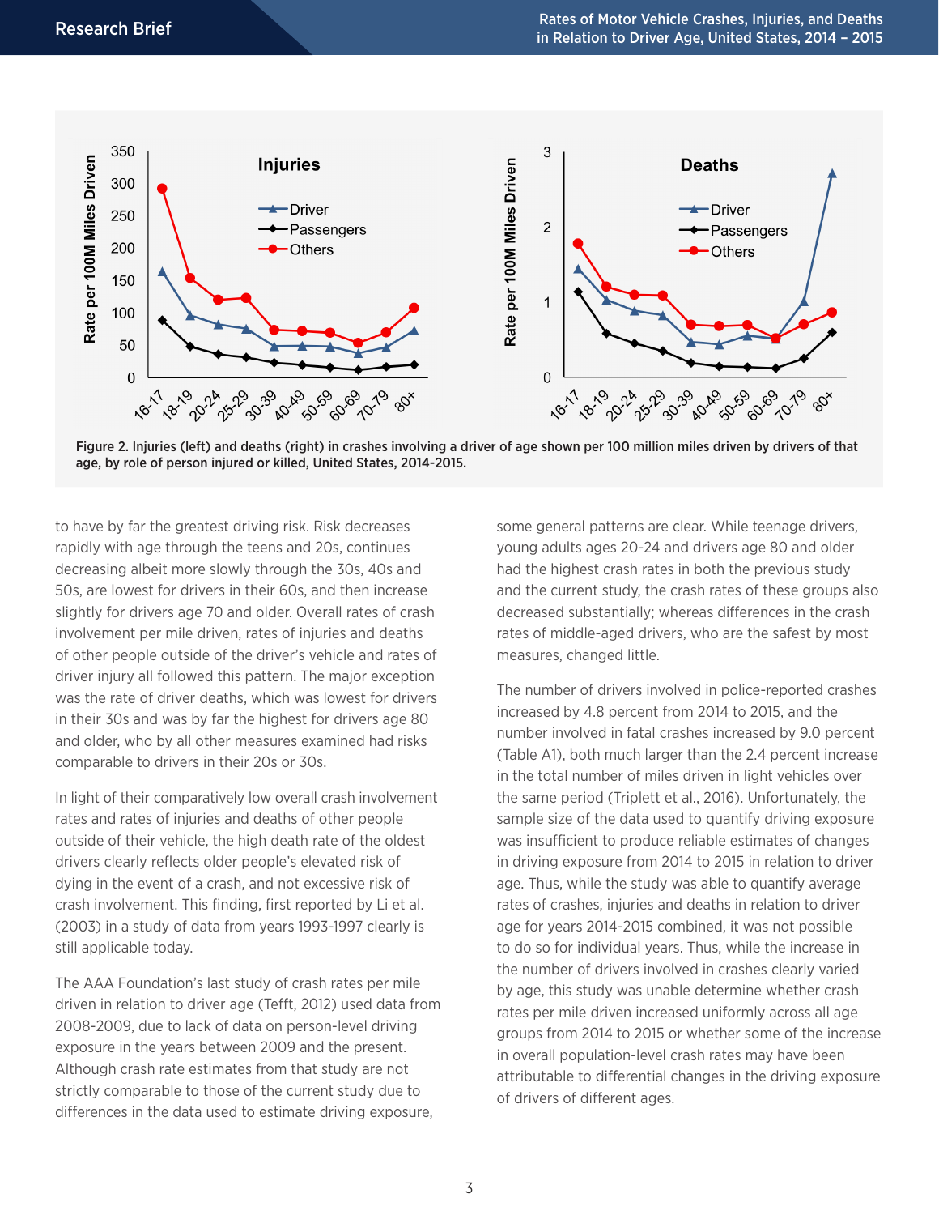Figure 2. Injuries (left) and deaths (right) in crashes involving a driver of age shown per 100 million miles driven by drivers of that age, by role of person injured or killed, United States, 2014-2015.

to have by far the greatest driving risk. Risk decreases rapidly with age through the teens and 20s, continues decreasing albeit more slowly through the 30s, 40s and 50s, are lowest for drivers in their 60s, and then increase slightly for drivers age 70 and older. Overall rates of crash involvement per mile driven, rates of injuries and deaths of other people outside of the driver's vehicle and rates of driver injury all followed this pattern. The major exception was the rate of driver deaths, which was lowest for drivers in their 30s and was by far the highest for drivers age 80 and older, who by all other measures examined had risks comparable to drivers in their 20s or 30s.

In light of their comparatively low overall crash involvement rates and rates of injuries and deaths of other people outside of their vehicle, the high death rate of the oldest drivers clearly reflects older people's elevated risk of dying in the event of a crash, and not excessive risk of crash involvement. This finding, first reported by Li et al. (2003) in a study of data from years 1993-1997 clearly is still applicable today.

The AAA Foundation's last study of crash rates per mile driven in relation to driver age (Tefft, 2012) used data from 2008-2009, due to lack of data on person-level driving exposure in the years between 2009 and the present. Although crash rate estimates from that study are not strictly comparable to those of the current study due to differences in the data used to estimate driving exposure, some general patterns are clear. While teenage drivers, young adults ages 20-24 and drivers age 80 and older had the highest crash rates in both the previous study and the current study, the crash rates of these groups also decreased substantially; whereas differences in the crash rates of middle-aged drivers, who are the safest by most measures, changed little.

The number of drivers involved in police-reported crashes increased by 4.8 percent from 2014 to 2015, and the number involved in fatal crashes increased by 9.0 percent (Table A1), both much larger than the 2.4 percent increase in the total number of miles driven in light vehicles over the same period (Triplett et al., 2016). Unfortunately, the sample size of the data used to quantify driving exposure was insufficient to produce reliable estimates of changes in driving exposure from 2014 to 2015 in relation to driver age. Thus, while the study was able to quantify average rates of crashes, injuries and deaths in relation to driver age for years 2014-2015 combined, it was not possible to do so for individual years. Thus, while the increase in the number of drivers involved in crashes clearly varied by age, this study was unable determine whether crash rates per mile driven increased uniformly across all age groups from 2014 to 2015 or whether some of the increase in overall population-level crash rates may have been attributable to differential changes in the driving exposure of drivers of different ages.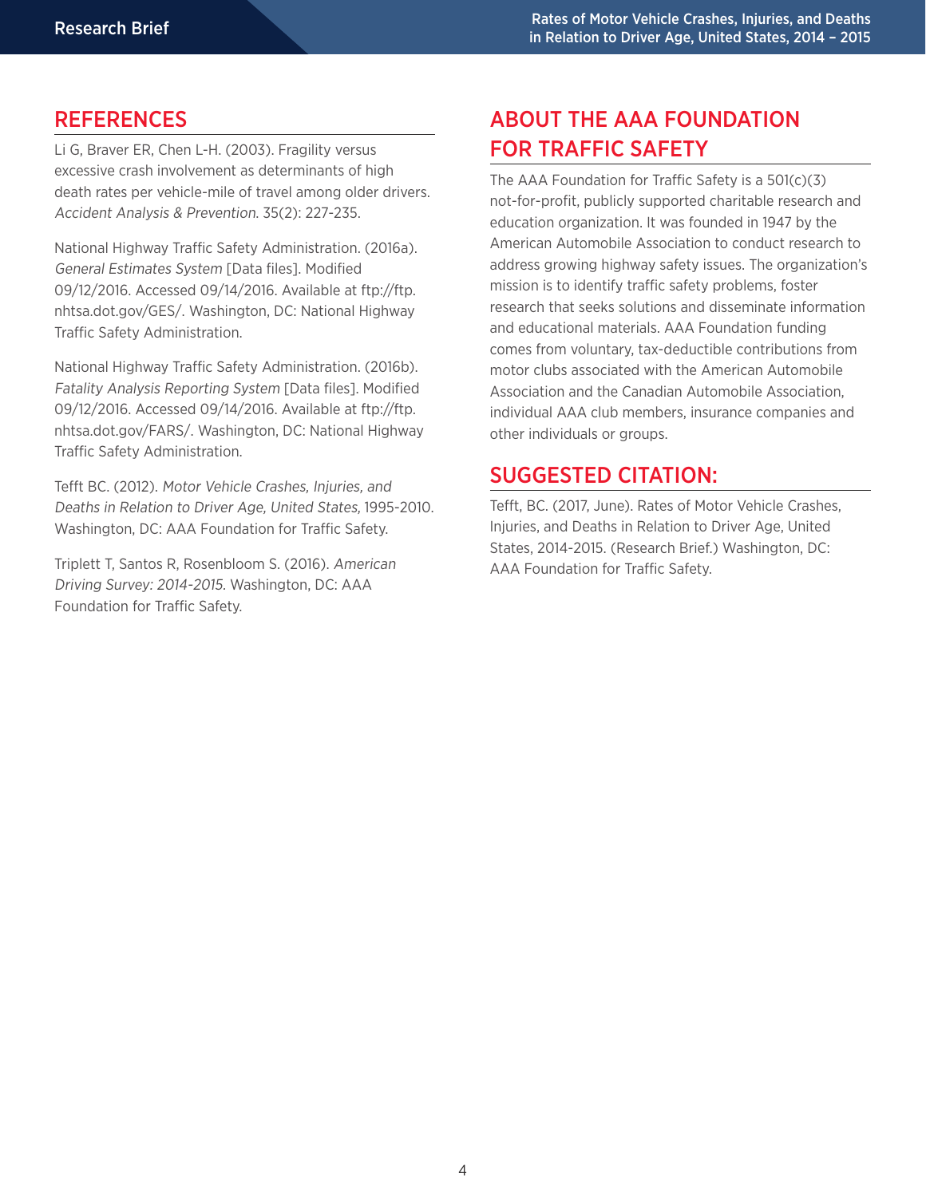## REFERENCES

Li G, Braver ER, Chen L-H. (2003). Fragility versus excessive crash involvement as determinants of high death rates per vehicle-mile of travel among older drivers. *Accident Analysis & Prevention*. 35(2): 227-235.

National Highway Traffic Safety Administration. (2016a). *General Estimates System* [Data files]. Modified 09/12/2016. Accessed 09/14/2016. Available at ftp://ftp.nhtsa.dot.gov/GES/. Washington, DC: National Highway Traffic Safety Administration.

National Highway Traffic Safety Administration. (2016b). *Fatality Analysis Reporting System* [Data files]. Modified 09/12/2016. Accessed 09/14/2016. Available at ftp://ftp.nhtsa.dot.gov/FARS/. Washington, DC: National Highway Traffic Safety Administration.

Tefft BC. (2012). *Motor Vehicle Crashes, Injuries, and Deaths in Relation to Driver Age, United States,* 1995-2010. Washington, DC: AAA Foundation for Traffic Safety.

Triplett T, Santos R, Rosenbloom S. (2016). *American Driving Survey: 2014-2015.* Washington, DC: AAA Foundation for Traffic Safety.

## ABOUT THE AAA FOUNDATION FOR TRAFFIC SAFETY

The AAA Foundation for Traffic Safety is a 501(c)(3) not-for-profit, publicly supported charitable research and education organization. It was founded in 1947 by the American Automobile Association to conduct research to address growing highway safety issues. The organization's mission is to identify traffic safety problems, foster research that seeks solutions and disseminate information and educational materials. AAA Foundation funding comes from voluntary, tax-deductible contributions from motor clubs associated with the American Automobile Association and the Canadian Automobile Association, individual AAA club members, insurance companies and other individuals or groups.

## SUGGESTED CITATION:

Tefft, BC. (2017, June). Rates of Motor Vehicle Crashes, Injuries, and Deaths in Relation to Driver Age, United States, 2014-2015. (Research Brief.) Washington, DC: AAA Foundation for Traffic Safety.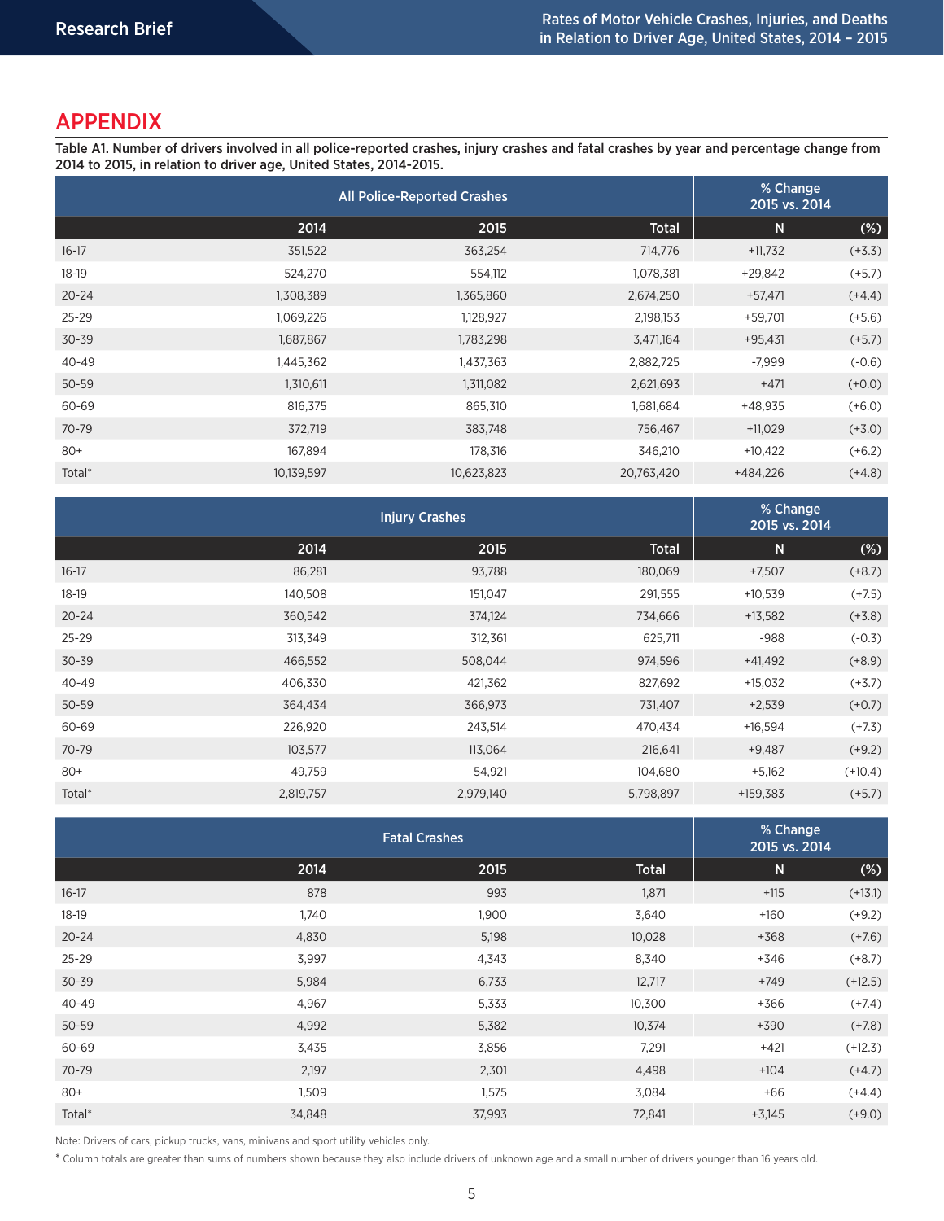## APPENDIX

**Table A1. Number of drivers involved in all police-reported crashes, injury crashes and fatal crashes by year and percentage change from 2014 to 2015, in relation to driver age, United States, 2014-2015.**

| | All Police-Reported Crashes | | | % Change 2015 vs. 2014 | |
|---|---|---|---|---|---|
| | 2014 | 2015 | Total | N | (%) |
| 16-17 | 351,522 | 363,254 | 714,776 | +11,732 | (+3.3) |
| 18-19 | 524,270 | 554,112 | 1,078,381 | +29,842 | (+5.7) |
| 20-24 | 1,308,389 | 1,365,860 | 2,674,250 | +57,471 | (+4.4) |
| 25-29 | 1,069,226 | 1,128,927 | 2,198,153 | +59,701 | (+5.6) |
| 30-39 | 1,687,867 | 1,783,298 | 3,471,164 | +95,431 | (+5.7) |
| 40-49 | 1,445,362 | 1,437,363 | 2,882,725 | -7,999 | (-0.6) |
| 50-59 | 1,310,611 | 1,311,082 | 2,621,693 | +471 | (+0.0) |
| 60-69 | 816,375 | 865,310 | 1,681,684 | +48,935 | (+6.0) |
| 70-79 | 372,719 | 383,748 | 756,467 | +11,029 | (+3.0) |
| 80+ | 167,894 | 178,316 | 346,210 | +10,422 | (+6.2) |
| Total* | 10,139,597 | 10,623,823 | 20,763,420 | +484,226 | (+4.8) |

| | Injury Crashes | | | % Change 2015 vs. 2014 | |
|---|---|---|---|---|---|
| | 2014 | 2015 | Total | N | (%) |
| 16-17 | 86,281 | 93,788 | 180,069 | +7,507 | (+8.7) |
| 18-19 | 140,508 | 151,047 | 291,555 | +10,539 | (+7.5) |
| 20-24 | 360,542 | 374,124 | 734,666 | +13,582 | (+3.8) |
| 25-29 | 313,349 | 312,361 | 625,711 | -988 | (-0.3) |
| 30-39 | 466,552 | 508,044 | 974,596 | +41,492 | (+8.9) |
| 40-49 | 406,330 | 421,362 | 827,692 | +15,032 | (+3.7) |
| 50-59 | 364,434 | 366,973 | 731,407 | +2,539 | (+0.7) |
| 60-69 | 226,920 | 243,514 | 470,434 | +16,594 | (+7.3) |
| 70-79 | 103,577 | 113,064 | 216,641 | +9,487 | (+9.2) |
| 80+ | 49,759 | 54,921 | 104,680 | +5,162 | (+10.4) |
| Total* | 2,819,757 | 2,979,140 | 5,798,897 | +159,383 | (+5.7) |

| | Fatal Crashes | | | % Change 2015 vs. 2014 | |
|---|---|---|---|---|---|
| | 2014 | 2015 | Total | N | (%) |
| 16-17 | 878 | 993 | 1,871 | +115 | (+13.1) |
| 18-19 | 1,740 | 1,900 | 3,640 | +160 | (+9.2) |
| 20-24 | 4,830 | 5,198 | 10,028 | +368 | (+7.6) |
| 25-29 | 3,997 | 4,343 | 8,340 | +346 | (+8.7) |
| 30-39 | 5,984 | 6,733 | 12,717 | +749 | (+12.5) |
| 40-49 | 4,967 | 5,333 | 10,300 | +366 | (+7.4) |
| 50-59 | 4,992 | 5,382 | 10,374 | +390 | (+7.8) |
| 60-69 | 3,435 | 3,856 | 7,291 | +421 | (+12.3) |
| 70-79 | 2,197 | 2,301 | 4,498 | +104 | (+4.7) |
| 80+ | 1,509 | 1,575 | 3,084 | +66 | (+4.4) |
| Total* | 34,848 | 37,993 | 72,841 | +3,145 | (+9.0) |

Note: Drivers of cars, pickup trucks, vans, minivans and sport utility vehicles only.

* Column totals are greater than sums of numbers shown because they also include drivers of unknown age and a small number of drivers younger than 16 years old.